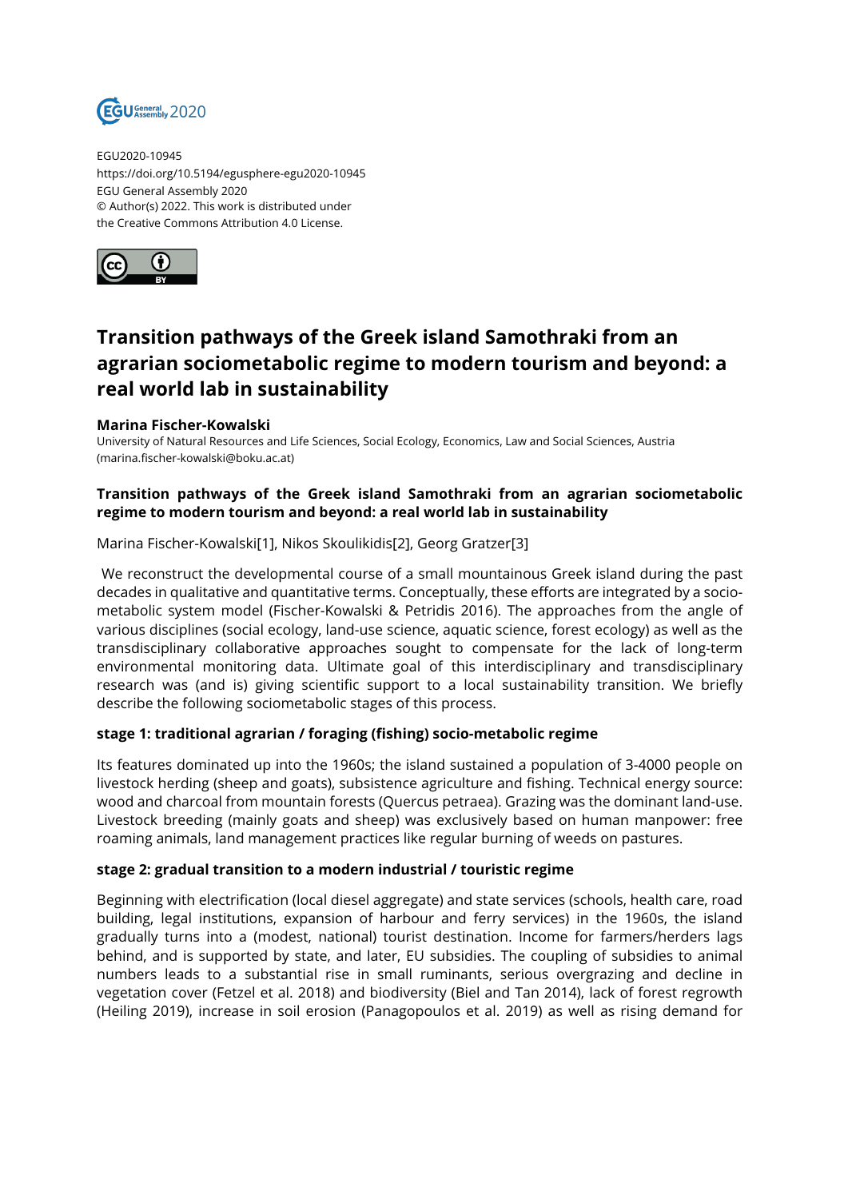EGU2020-10945
https://doi.org/10.5194/egusphere-egu2020-10945
EGU General Assembly 2020
© Author(s) 2022. This work is distributed under
the Creative Commons Attribution 4.0 License.

# Transition pathways of the Greek island Samothraki from an agrarian sociometabolic regime to modern tourism and beyond: a real world lab in sustainability

**Marina Fischer-Kowalski**
University of Natural Resources and Life Sciences, Social Ecology, Economics, Law and Social Sciences, Austria (marina.fischer-kowalski@boku.ac.at)

**Transition pathways of the Greek island Samothraki from an agrarian sociometabolic regime to modern tourism and beyond: a real world lab in sustainability**

Marina Fischer-Kowalski[1], Nikos Skoulikidis[2], Georg Gratzer[3]

We reconstruct the developmental course of a small mountainous Greek island during the past decades in qualitative and quantitative terms. Conceptually, these efforts are integrated by a socio-metabolic system model (Fischer-Kowalski & Petridis 2016). The approaches from the angle of various disciplines (social ecology, land-use science, aquatic science, forest ecology) as well as the transdisciplinary collaborative approaches sought to compensate for the lack of long-term environmental monitoring data. Ultimate goal of this interdisciplinary and transdisciplinary research was (and is) giving scientific support to a local sustainability transition. We briefly describe the following sociometabolic stages of this process.

**stage 1: traditional agrarian / foraging (fishing) socio-metabolic regime**

Its features dominated up into the 1960s; the island sustained a population of 3-4000 people on livestock herding (sheep and goats), subsistence agriculture and fishing. Technical energy source: wood and charcoal from mountain forests (Quercus petraea). Grazing was the dominant land-use. Livestock breeding (mainly goats and sheep) was exclusively based on human manpower: free roaming animals, land management practices like regular burning of weeds on pastures.

**stage 2: gradual transition to a modern industrial / touristic regime**

Beginning with electrification (local diesel aggregate) and state services (schools, health care, road building, legal institutions, expansion of harbour and ferry services) in the 1960s, the island gradually turns into a (modest, national) tourist destination. Income for farmers/herders lags behind, and is supported by state, and later, EU subsidies. The coupling of subsidies to animal numbers leads to a substantial rise in small ruminants, serious overgrazing and decline in vegetation cover (Fetzel et al. 2018) and biodiversity (Biel and Tan 2014), lack of forest regrowth (Heiling 2019), increase in soil erosion (Panagopoulos et al. 2019) as well as rising demand for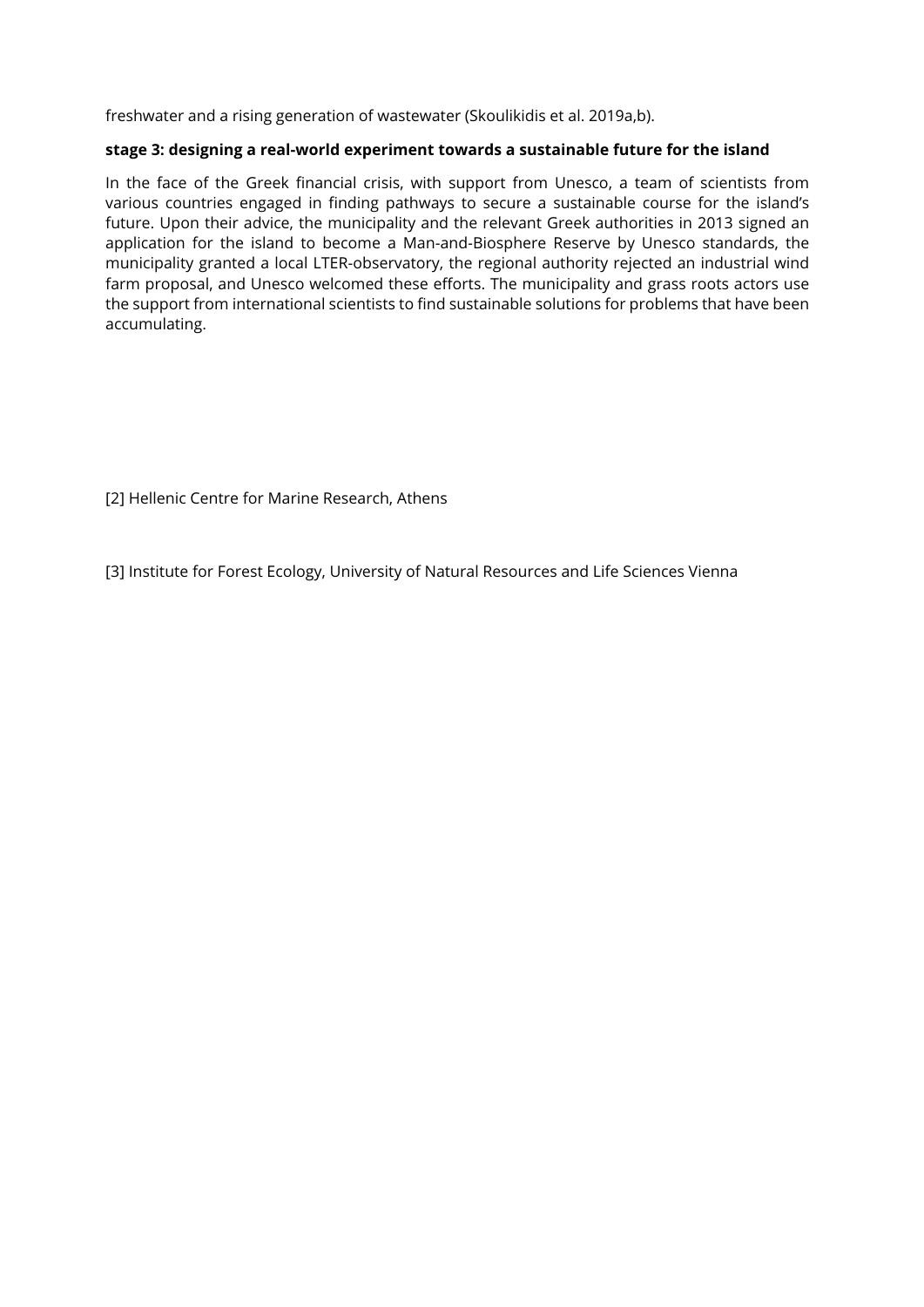freshwater and a rising generation of wastewater (Skoulikidis et al. 2019a,b).

**stage 3: designing a real-world experiment towards a sustainable future for the island**

In the face of the Greek financial crisis, with support from Unesco, a team of scientists from various countries engaged in finding pathways to secure a sustainable course for the island's future. Upon their advice, the municipality and the relevant Greek authorities in 2013 signed an application for the island to become a Man-and-Biosphere Reserve by Unesco standards, the municipality granted a local LTER-observatory, the regional authority rejected an industrial wind farm proposal, and Unesco welcomed these efforts. The municipality and grass roots actors use the support from international scientists to find sustainable solutions for problems that have been accumulating.

[2] Hellenic Centre for Marine Research, Athens

[3] Institute for Forest Ecology, University of Natural Resources and Life Sciences Vienna